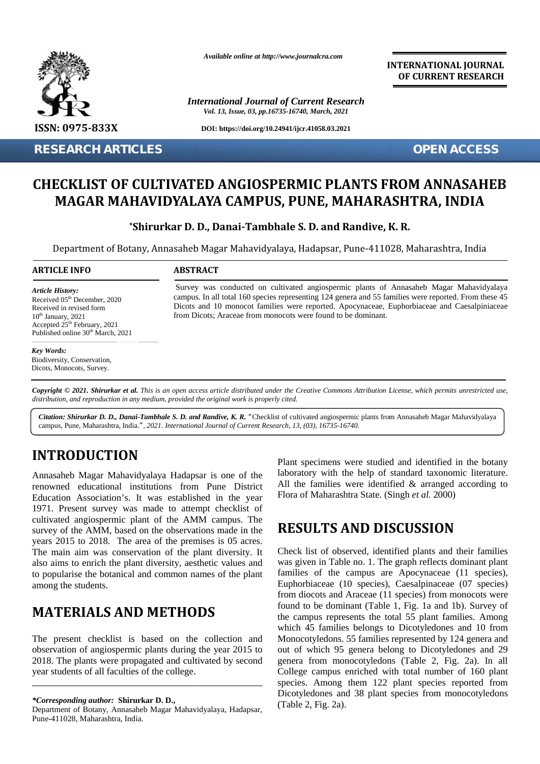Available online at http://www.journalcra.com

**INTERNATIONAL JOURNAL OF CURRENT RESEARCH**

*International Journal of Current Research*
*Vol. 13, Issue, 03, pp.16735-16740, March, 2021*

**ISSN: 0975-833X**

**DOI: https://doi.org/10.24941/ijcr.41058.03.2021**

**RESEARCH ARTICLES** **OPEN ACCESS**

# CHECKLIST OF CULTIVATED ANGIOSPERMIC PLANTS FROM ANNASAHEB MAGAR MAHAVIDYALAYA CAMPUS, PUNE, MAHARASHTRA, INDIA

**\*Shirurkar D. D., Danai-Tambhale S. D. and Randive, K. R.**

Department of Botany, Annasaheb Magar Mahavidyalaya, Hadapsar, Pune-411028, Maharashtra, India

**ARTICLE INFO**

*Article History:*
Received 05th December, 2020
Received in revised form
10th January, 2021
Accepted 25th February, 2021
Published online 30th March, 2021

*Key Words:*
Biodiversity, Conservation, Dicots, Monocots, Survey.

**ABSTRACT**

Survey was conducted on cultivated angiospermic plants of Annasaheb Magar Mahavidyalaya campus. In all total 160 species representing 124 genera and 55 families were reported. From these 45 Dicots and 10 monocot families were reported. Apocynaceae, Euphorbiaceae and Caesalpiniaceae from Dicots; Araceae from monocots were found to be dominant.

***Copyright © 2021. Shirurkar et al.*** *This is an open access article distributed under the Creative Commons Attribution License, which permits unrestricted use, distribution, and reproduction in any medium, provided the original work is properly cited.*

***Citation: Shirurkar D. D., Danai-Tambhale S. D. and Randive, K. R.*** "Checklist of cultivated angiospermic plants from Annasaheb Magar Mahavidyalaya campus, Pune, Maharashtra, India.", *2021. International Journal of Current Research, 13, (03), 16735-16740.*

## INTRODUCTION

Annasaheb Magar Mahavidyalaya Hadapsar is one of the renowned educational institutions from Pune District Education Association's. It was established in the year 1971. Present survey was made to attempt checklist of cultivated angiospermic plant of the AMM campus. The survey of the AMM, based on the observations made in the years 2015 to 2018. The area of the premises is 05 acres. The main aim was conservation of the plant diversity. It also aims to enrich the plant diversity, aesthetic values and to popularise the botanical and common names of the plant among the students.

## MATERIALS AND METHODS

The present checklist is based on the collection and observation of angiospermic plants during the year 2015 to 2018. The plants were propagated and cultivated by second year students of all faculties of the college.

Plant specimens were studied and identified in the botany laboratory with the help of standard taxonomic literature. All the families were identified & arranged according to Flora of Maharashtra State. (Singh *et al.* 2000)

## RESULTS AND DISCUSSION

Check list of observed, identified plants and their families was given in Table no. 1. The graph reflects dominant plant families of the campus are Apocynaceae (11 species), Euphorbiaceae (10 species), Caesalpinaceae (07 species) from diocots and Araceae (11 species) from monocots were found to be dominant (Table 1, Fig. 1a and 1b). Survey of the campus represents the total 55 plant families. Among which 45 families belongs to Dicotyledones and 10 from Monocotyledons. 55 families represented by 124 genera and out of which 95 genera belong to Dicotyledones and 29 genera from monocotyledons (Table 2, Fig. 2a). In all College campus enriched with total number of 160 plant species. Among them 122 plant species reported from Dicotyledones and 38 plant species from monocotyledons (Table 2, Fig. 2a).

***Corresponding author:* Shirurkar D. D.,**
Department of Botany, Annasaheb Magar Mahavidyalaya, Hadapsar, Pune-411028, Maharashtra, India.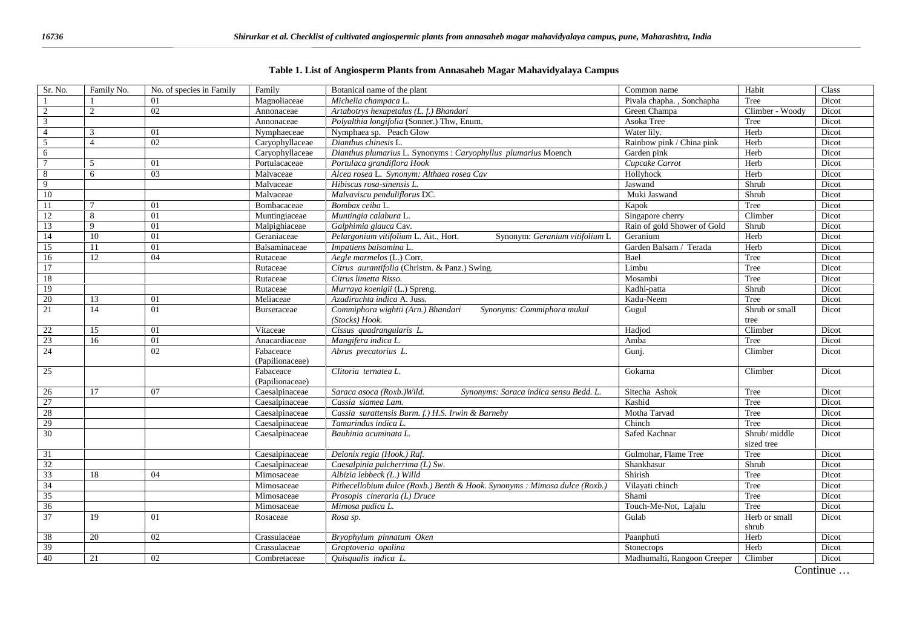**Table 1. List of Angiosperm Plants from Annasaheb Magar Mahavidyalaya Campus**

| Sr. No. | Family No. | No. of species in Family | Family | Botanical name of the plant | Common name | Habit | Class |
|---|---|---|---|---|---|---|---|
| 1 | 1 | 01 | Magnoliaceae | *Michelia champaca* L. | Pivala chapha. , Sonchapha | Tree | Dicot |
| 2 | 2 | 02 | Annonaceae | *Artabotrys hexapetalus (L. f.) Bhandari* | Green Champa | Climber - Woody | Dicot |
| 3 | | | Annonaceae | *Polyalthia longifolia* (Sonner.) Thw, Enum. | Asoka Tree | Tree | Dicot |
| 4 | 3 | 01 | Nymphaeceae | *Nymphaea sp.* Peach Glow | Water lily. | Herb | Dicot |
| 5 | 4 | 02 | Caryophyllaceae | *Dianthus chinesis* L. | Rainbow pink / China pink | Herb | Dicot |
| 6 | | | Caryophyllaceae | *Dianthus plumarius* L. Synonyms : *Caryophyllus plumarius* Moench | Garden pink | Herb | Dicot |
| 7 | 5 | 01 | Portulacaceae | *Portulaca grandiflora Hook* | *Cupcake Carrot* | Herb | Dicot |
| 8 | 6 | 03 | Malvaceae | *Alcea rosea* L. *Synonym: Althaea rosea Cav* | Hollyhock | Herb | Dicot |
| 9 | | | Malvaceae | *Hibiscus rosa-sinensis L.* | Jaswand | Shrub | Dicot |
| 10 | | | Malvaceae | *Malvaviscu penduliflorus* DC. | Muki Jaswand | Shrub | Dicot |
| 11 | 7 | 01 | Bombacaceae | *Bombax ceiba* L. | Kapok | Tree | Dicot |
| 12 | 8 | 01 | Muntingiaceae | *Muntingia calabura* L. | Singapore cherry | Climber | Dicot |
| 13 | 9 | 01 | Malpighiaceae | *Galphimia glauca* Cav. | Rain of gold Shower of Gold | Shrub | Dicot |
| 14 | 10 | 01 | Geraniaceae | *Pelargonium vitifolium* L. Ait., Hort. Synonym: *Geranium vitifolium* L | Geranium | Herb | Dicot |
| 15 | 11 | 01 | Balsaminaceae | *Impatiens balsamina* L. | Garden Balsam / Terada | Herb | Dicot |
| 16 | 12 | 04 | Rutaceae | *Aegle marmelos* (L.) Corr. | Bael | Tree | Dicot |
| 17 | | | Rutaceae | *Citrus aurantifolia* (Christm. & Panz.) Swing. | Limbu | Tree | Dicot |
| 18 | | | Rutaceae | *Citrus limetta Risso.* | Mosambi | Tree | Dicot |
| 19 | | | Rutaceae | *Murraya koenigii* (L.) Spreng. | Kadhi-patta | Shrub | Dicot |
| 20 | 13 | 01 | Meliaceae | *Azadirachta indica* A. Juss. | Kadu-Neem | Tree | Dicot |
| 21 | 14 | 01 | Burseraceae | *Commiphora wightii (Arn.) Bhandari Synonyms: Commiphora mukul (Stocks) Hook.* | Gugul | Shrub or small tree | Dicot |
| 22 | 15 | 01 | Vitaceae | *Cissus quadrangularis L.* | Hadjod | Climber | Dicot |
| 23 | 16 | 01 | Anacardiaceae | *Mangifera indica L.* | Amba | Tree | Dicot |
| 24 | | 02 | Fabaceace (Papilionaceae) | *Abrus precatorius L.* | Gunj. | Climber | Dicot |
| 25 | | | Fabaceace (Papilionaceae) | *Clitoria ternatea L.* | Gokarna | Climber | Dicot |
| 26 | 17 | 07 | Caesalpinaceae | *Saraca asoca (Roxb.)Wild. Synonyms: Saraca indica sensu Bedd. L.* | Sitecha Ashok | Tree | Dicot |
| 27 | | | Caesalpinaceae | *Cassia siamea Lam.* | Kashid | Tree | Dicot |
| 28 | | | Caesalpinaceae | *Cassia surattensis Burm. f.) H.S. Irwin & Barneby* | Motha Tarvad | Tree | Dicot |
| 29 | | | Caesalpinaceae | *Tamarindus indica L.* | Chinch | Tree | Dicot |
| 30 | | | Caesalpinaceae | *Bauhinia acuminata L.* | Safed Kachnar | Shrub/ middle sized tree | Dicot |
| 31 | | | Caesalpinaceae | *Delonix regia (Hook.) Raf.* | Gulmohar, Flame Tree | Tree | Dicot |
| 32 | | | Caesalpinaceae | *Caesalpinia pulcherrima (L) Sw.* | Shankhasur | Shrub | Dicot |
| 33 | 18 | 04 | Mimosaceae | *Albizia lebbeck (L.) Willd* | Shirish | Tree | Dicot |
| 34 | | | Mimosaceae | *Pithecellobium dulce (Roxb.) Benth & Hook. Synonyms : Mimosa dulce (Roxb.)* | Vilayati chinch | Tree | Dicot |
| 35 | | | Mimosaceae | *Prosopis cineraria (L) Druce* | Shami | Tree | Dicot |
| 36 | | | Mimosaceae | *Mimosa pudica L.* | Touch-Me-Not, Lajalu | Tree | Dicot |
| 37 | 19 | 01 | Rosaceae | *Rosa sp.* | Gulab | Herb or small shrub | Dicot |
| 38 | 20 | 02 | Crassulaceae | *Bryophylum pinnatum Oken* | Paanphuti | Herb | Dicot |
| 39 | | | Crassulaceae | *Graptoveria opalina* | Stonecrops | Herb | Dicot |
| 40 | 21 | 02 | Combretaceae | *Quisqualis indica L.* | Madhumalti, Rangoon Creeper | Climber | Dicot |

Continue …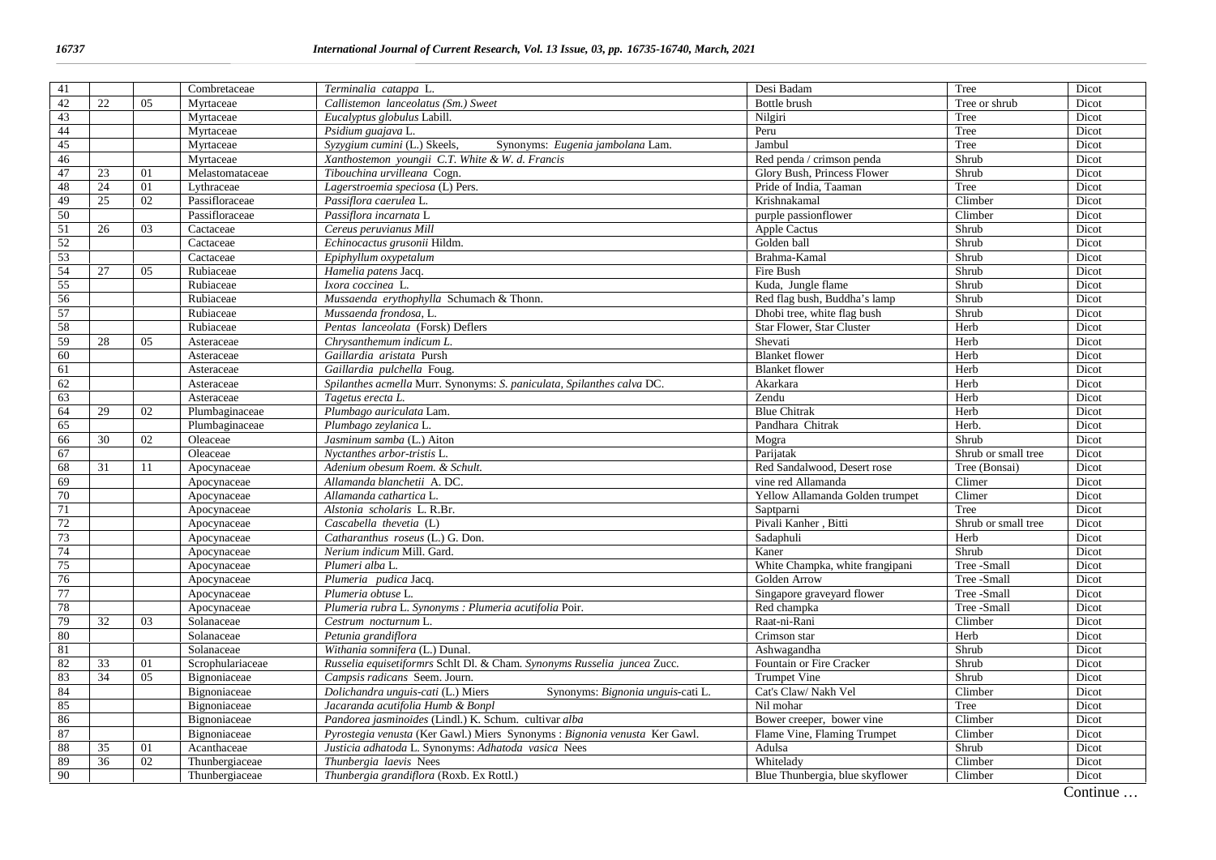| | | | | | | | |
|---|---|---|---|---|---|---|---|
| 41 | | | Combretaceae | *Terminalia catappa* L. | Desi Badam | Tree | Dicot |
| 42 | 22 | 05 | Myrtaceae | *Callistemon lanceolatus (Sm.) Sweet* | Bottle brush | Tree or shrub | Dicot |
| 43 | | | Myrtaceae | *Eucalyptus globulus* Labill. | Nilgiri | Tree | Dicot |
| 44 | | | Myrtaceae | *Psidium guajava* L. | Peru | Tree | Dicot |
| 45 | | | Myrtaceae | *Syzygium cumini* (L.) Skeels, Synonyms: *Eugenia jambolana* Lam. | Jambul | Tree | Dicot |
| 46 | | | Myrtaceae | *Xanthostemon youngii C.T. White & W. d. Francis* | Red penda / crimson penda | Shrub | Dicot |
| 47 | 23 | 01 | Melastomataceae | *Tibouchina urvilleana* Cogn. | Glory Bush, Princess Flower | Shrub | Dicot |
| 48 | 24 | 01 | Lythraceae | *Lagerstroemia speciosa* (L) Pers. | Pride of India, Taaman | Tree | Dicot |
| 49 | 25 | 02 | Passifloraceae | *Passiflora caerulea* L. | Krishnakamal | Climber | Dicot |
| 50 | | | Passifloraceae | *Passiflora incarnata* L | purple passionflower | Climber | Dicot |
| 51 | 26 | 03 | Cactaceae | *Cereus peruvianus Mill* | Apple Cactus | Shrub | Dicot |
| 52 | | | Cactaceae | *Echinocactus grusonii* Hildm. | Golden ball | Shrub | Dicot |
| 53 | | | Cactaceae | *Epiphyllum oxypetalum* | Brahma-Kamal | Shrub | Dicot |
| 54 | 27 | 05 | Rubiaceae | *Hamelia patens* Jacq. | Fire Bush | Shrub | Dicot |
| 55 | | | Rubiaceae | *Ixora coccinea* L. | Kuda, Jungle flame | Shrub | Dicot |
| 56 | | | Rubiaceae | *Mussaenda erythophylla* Schumach & Thonn. | Red flag bush, Buddha's lamp | Shrub | Dicot |
| 57 | | | Rubiaceae | *Mussaenda frondosa*, L. | Dhobi tree, white flag bush | Shrub | Dicot |
| 58 | | | Rubiaceae | *Pentas lanceolata* (Forsk) Deflers | Star Flower, Star Cluster | Herb | Dicot |
| 59 | 28 | 05 | Asteraceae | *Chrysanthemum indicum L.* | Shevati | Herb | Dicot |
| 60 | | | Asteraceae | *Gaillardia aristata* Pursh | Blanket flower | Herb | Dicot |
| 61 | | | Asteraceae | *Gaillardia pulchella* Foug. | Blanket flower | Herb | Dicot |
| 62 | | | Asteraceae | *Spilanthes acmella* Murr. Synonyms: *S. paniculata*, *Spilanthes calva* DC. | Akarkara | Herb | Dicot |
| 63 | | | Asteraceae | *Tagetus erecta L.* | Zendu | Herb | Dicot |
| 64 | 29 | 02 | Plumbaginaceae | *Plumbago auriculata* Lam. | Blue Chitrak | Herb | Dicot |
| 65 | | | Plumbaginaceae | *Plumbago zeylanica* L. | Pandhara Chitrak | Herb. | Dicot |
| 66 | 30 | 02 | Oleaceae | *Jasminum samba* (L.) Aiton | Mogra | Shrub | Dicot |
| 67 | | | Oleaceae | *Nyctanthes arbor-tristis* L. | Parijatak | Shrub or small tree | Dicot |
| 68 | 31 | 11 | Apocynaceae | *Adenium obesum Roem. & Schult.* | Red Sandalwood, Desert rose | Tree (Bonsai) | Dicot |
| 69 | | | Apocynaceae | *Allamanda blanchetii* A. DC. | vine red Allamanda | Climer | Dicot |
| 70 | | | Apocynaceae | *Allamanda cathartica* L. | Yellow Allamanda Golden trumpet | Climer | Dicot |
| 71 | | | Apocynaceae | *Alstonia scholaris* L. R.Br. | Saptparni | Tree | Dicot |
| 72 | | | Apocynaceae | *Cascabella thevetia* (L) | Pivali Kanher , Bitti | Shrub or small tree | Dicot |
| 73 | | | Apocynaceae | *Catharanthus roseus* (L.) G. Don. | Sadaphuli | Herb | Dicot |
| 74 | | | Apocynaceae | *Nerium indicum* Mill. Gard. | Kaner | Shrub | Dicot |
| 75 | | | Apocynaceae | *Plumeri alba* L. | White Champka, white frangipani | Tree -Small | Dicot |
| 76 | | | Apocynaceae | *Plumeria pudica* Jacq. | Golden Arrow | Tree -Small | Dicot |
| 77 | | | Apocynaceae | *Plumeria obtuse* L. | Singapore graveyard flower | Tree -Small | Dicot |
| 78 | | | Apocynaceae | *Plumeria rubra* L. *Synonyms : Plumeria acutifolia* Poir. | Red champka | Tree -Small | Dicot |
| 79 | 32 | 03 | Solanaceae | *Cestrum nocturnum* L. | Raat-ni-Rani | Climber | Dicot |
| 80 | | | Solanaceae | *Petunia grandiflora* | Crimson star | Herb | Dicot |
| 81 | | | Solanaceae | *Withania somnifera* (L.) Dunal. | Ashwagandha | Shrub | Dicot |
| 82 | 33 | 01 | Scrophulariaceae | *Russelia equisetiformrs* Schlt Dl. & Cham. *Synonyms Russelia juncea* Zucc. | Fountain or Fire Cracker | Shrub | Dicot |
| 83 | 34 | 05 | Bignoniaceae | *Campsis radicans* Seem. Journ. | Trumpet Vine | Shrub | Dicot |
| 84 | | | Bignoniaceae | *Dolichandra unguis-cati* (L.) Miers Synonyms: *Bignonia unguis*-cati L. | Cat's Claw/ Nakh Vel | Climber | Dicot |
| 85 | | | Bignoniaceae | *Jacaranda acutifolia Humb & Bonpl* | Nil mohar | Tree | Dicot |
| 86 | | | Bignoniaceae | *Pandorea jasminoides* (Lindl.) K. Schum. cultivar *alba* | Bower creeper, bower vine | Climber | Dicot |
| 87 | | | Bignoniaceae | *Pyrostegia venusta* (Ker Gawl.) Miers Synonyms : *Bignonia venusta* Ker Gawl. | Flame Vine, Flaming Trumpet | Climber | Dicot |
| 88 | 35 | 01 | Acanthaceae | *Justicia adhatoda* L. Synonyms: *Adhatoda vasica* Nees | Adulsa | Shrub | Dicot |
| 89 | 36 | 02 | Thunbergiaceae | *Thunbergia laevis* Nees | Whitelady | Climber | Dicot |
| 90 | | | Thunbergiaceae | *Thunbergia grandiflora* (Roxb. Ex Rottl.) | Blue Thunbergia, blue skyflower | Climber | Dicot |

Continue …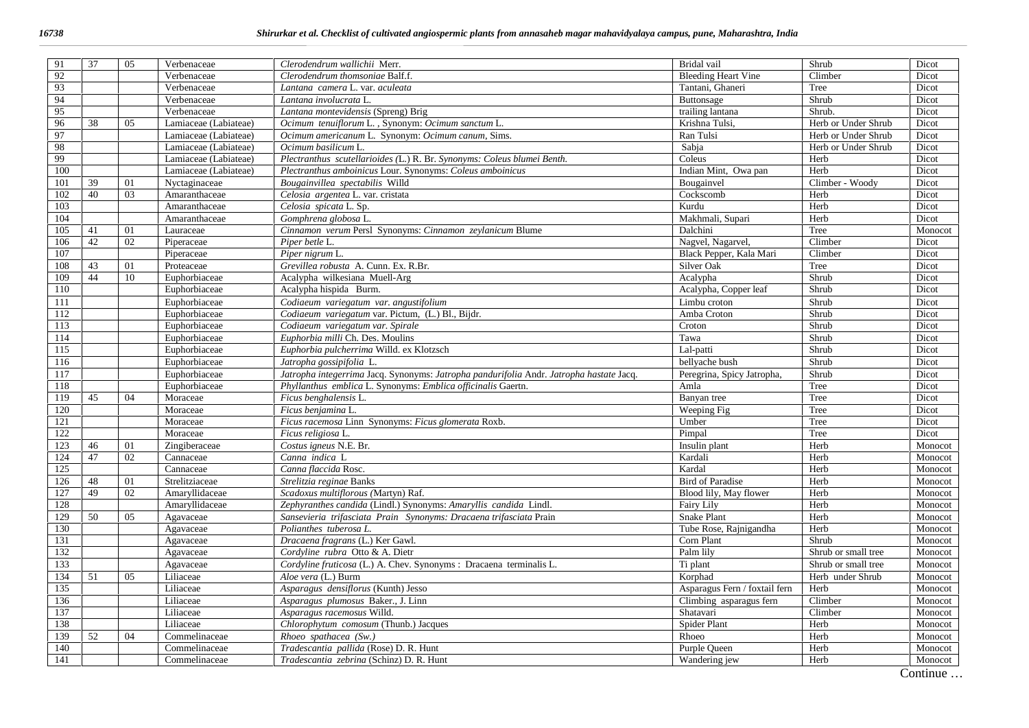| | | | | | | | |
|---|---|---|---|---|---|---|---|
| 91 | 37 | 05 | Verbenaceae | *Clerodendrum wallichii* Merr. | Bridal vail | Shrub | Dicot |
| 92 | | | Verbenaceae | *Clerodendrum thomsoniae* Balf.f. | Bleeding Heart Vine | Climber | Dicot |
| 93 | | | Verbenaceae | *Lantana camera* L. var. *aculeata* | Tantani, Ghaneri | Tree | Dicot |
| 94 | | | Verbenaceae | *Lantana involucrata* L. | Buttonsage | Shrub | Dicot |
| 95 | | | Verbenaceae | *Lantana montevidensis* (Spreng) Brig | trailing lantana | Shrub. | Dicot |
| 96 | 38 | 05 | Lamiaceae (Labiateae) | *Ocimum tenuiflorum* L. , Synonym: *Ocimum sanctum* L. | Krishna Tulsi, | Herb or Under Shrub | Dicot |
| 97 | | | Lamiaceae (Labiateae) | *Ocimum americanum* L. Synonym: *Ocimum canum*, Sims. | Ran Tulsi | Herb or Under Shrub | Dicot |
| 98 | | | Lamiaceae (Labiateae) | *Ocimum basilicum* L. | Sabja | Herb or Under Shrub | Dicot |
| 99 | | | Lamiaceae (Labiateae) | *Plectranthus scutellarioides (*L.) R. Br. *Synonyms: Coleus blumei Benth.* | Coleus | Herb | Dicot |
| 100 | | | Lamiaceae (Labiateae) | *Plectranthus amboinicus* Lour. Synonyms: *Coleus amboinicus* | Indian Mint, Owa pan | Herb | Dicot |
| 101 | 39 | 01 | Nyctaginaceae | *Bougainvillea spectabilis* Willd | Bougainvel | Climber - Woody | Dicot |
| 102 | 40 | 03 | Amaranthaceae | *Celosia argentea* L. var. cristata | Cockscomb | Herb | Dicot |
| 103 | | | Amaranthaceae | *Celosia spicata* L. Sp. | Kurdu | Herb | Dicot |
| 104 | | | Amaranthaceae | *Gomphrena globosa* L. | Makhmali, Supari | Herb | Dicot |
| 105 | 41 | 01 | Lauraceae | *Cinnamon verum* Persl Synonyms: *Cinnamon zeylanicum* Blume | Dalchini | Tree | Monocot |
| 106 | 42 | 02 | Piperaceae | *Piper betle* L. | Nagvel, Nagarvel, | Climber | Dicot |
| 107 | | | Piperaceae | *Piper nigrum* L. | Black Pepper, Kala Mari | Climber | Dicot |
| 108 | 43 | 01 | Proteaceae | *Grevillea robusta* A. Cunn. Ex. R.Br. | Silver Oak | Tree | Dicot |
| 109 | 44 | 10 | Euphorbiaceae | Acalypha wilkesiana Muell-Arg | Acalypha | Shrub | Dicot |
| 110 | | | Euphorbiaceae | Acalypha hispida Burm. | Acalypha, Copper leaf | Shrub | Dicot |
| 111 | | | Euphorbiaceae | *Codiaeum variegatum var. angustifolium* | Limbu croton | Shrub | Dicot |
| 112 | | | Euphorbiaceae | *Codiaeum variegatum* var. Pictum, (L.) Bl., Bijdr. | Amba Croton | Shrub | Dicot |
| 113 | | | Euphorbiaceae | *Codiaeum variegatum var. Spirale* | Croton | Shrub | Dicot |
| 114 | | | Euphorbiaceae | *Euphorbia milli* Ch. Des. Moulins | Tawa | Shrub | Dicot |
| 115 | | | Euphorbiaceae | *Euphorbia pulcherrima* Willd. ex Klotzsch | Lal-patti | Shrub | Dicot |
| 116 | | | Euphorbiaceae | *Jatropha gossipifolia* L. | bellyache bush | Shrub | Dicot |
| 117 | | | Euphorbiaceae | *Jatropha integerrima* Jacq. Synonyms: *Jatropha pandurifolia* Andr. *Jatropha hastate* Jacq. | Peregrina, Spicy Jatropha, | Shrub | Dicot |
| 118 | | | Euphorbiaceae | *Phyllanthus emblica* L. Synonyms: *Emblica officinalis* Gaertn. | Amla | Tree | Dicot |
| 119 | 45 | 04 | Moraceae | *Ficus benghalensis* L. | Banyan tree | Tree | Dicot |
| 120 | | | Moraceae | *Ficus benjamina* L. | Weeping Fig | Tree | Dicot |
| 121 | | | Moraceae | *Ficus racemosa* Linn Synonyms: *Ficus glomerata* Roxb. | Umber | Tree | Dicot |
| 122 | | | Moraceae | *Ficus religiosa* L. | Pimpal | Tree | Dicot |
| 123 | 46 | 01 | Zingiberaceae | *Costus igneus* N.E. Br. | Insulin plant | Herb | Monocot |
| 124 | 47 | 02 | Cannaceae | *Canna indica* L | Kardali | Herb | Monocot |
| 125 | | | Cannaceae | *Canna flaccida* Rosc. | Kardal | Herb | Monocot |
| 126 | 48 | 01 | Strelitziaceae | *Strelitzia reginae* Banks | Bird of Paradise | Herb | Monocot |
| 127 | 49 | 02 | Amaryllidaceae | *Scadoxus multiflorous (*Martyn) Raf. | Blood lily, May flower | Herb | Monocot |
| 128 | | | Amaryllidaceae | *Zephyranthes candida* (Lindl.) Synonyms: *Amaryllis candida* Lindl. | Fairy Lily | Herb | Monocot |
| 129 | 50 | 05 | Agavaceae | *Sansevieria trifasciata Prain Synonyms: Dracaena trifasciata* Prain | Snake Plant | Herb | Monocot |
| 130 | | | Agavaceae | *Polianthes tuberosa L.* | Tube Rose, Rajnigandha | Herb | Monocot |
| 131 | | | Agavaceae | *Dracaena fragrans* (L.) Ker Gawl. | Corn Plant | Shrub | Monocot |
| 132 | | | Agavaceae | *Cordyline rubra* Otto & A. Dietr | Palm lily | Shrub or small tree | Monocot |
| 133 | | | Agavaceae | *Cordyline fruticosa* (L.) A. Chev. Synonyms : Dracaena terminalis L. | Ti plant | Shrub or small tree | Monocot |
| 134 | 51 | 05 | Liliaceae | *Aloe vera* (L.) Burm | Korphad | Herb under Shrub | Monocot |
| 135 | | | Liliaceae | *Asparagus densiflorus* (Kunth) Jesso | Asparagus Fern / foxtail fern | Herb | Monocot |
| 136 | | | Liliaceae | *Asparagus plumosus* Baker., J. Linn | Climbing asparagus fern | Climber | Monocot |
| 137 | | | Liliaceae | *Asparagus racemosus* Willd. | Shatavari | Climber | Monocot |
| 138 | | | Liliaceae | *Chlorophytum comosum* (Thunb.) Jacques | Spider Plant | Herb | Monocot |
| 139 | 52 | 04 | Commelinaceae | *Rhoeo spathacea (Sw.)* | Rhoeo | Herb | Monocot |
| 140 | | | Commelinaceae | *Tradescantia pallida* (Rose) D. R. Hunt | Purple Queen | Herb | Monocot |
| 141 | | | Commelinaceae | *Tradescantia zebrina* (Schinz) D. R. Hunt | Wandering jew | Herb | Monocot |

Continue …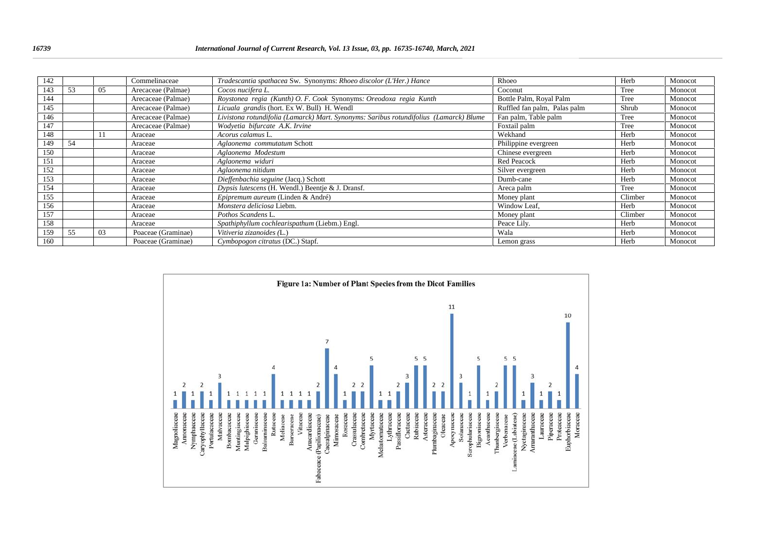| | | | | | | | |
|---|---|---|---|---|---|---|---|
| 142 | | | Commelinaceae | *Tradescantia spathacea* Sw. Synonyms: *Rhoeo discolor (L'Her.) Hance* | Rhoeo | Herb | Monocot |
| 143 | 53 | 05 | Arecaceae (Palmae) | *Cocos nucifera L.* | Coconut | Tree | Monocot |
| 144 | | | Arecaceae (Palmae) | *Roystonea regia* (Kunth) *O. F. Cook* Synonyms: *Oreodoxa regia Kunth* | Bottle Palm, Royal Palm | Tree | Monocot |
| 145 | | | Arecaceae (Palmae) | *Licuala grandis* (hort. Ex W. Bull) H. Wendl | Ruffled fan palm, Palas palm | Shrub | Monocot |
| 146 | | | Arecaceae (Palmae) | *Livistona rotundifolia (Lamarck) Mart. Synonyms: Saribus rotundifolius (Lamarck) Blume* | Fan palm, Table palm | Tree | Monocot |
| 147 | | | Arecaceae (Palmae) | *Wodyetia bifurcate A.K. Irvine* | Foxtail palm | Tree | Monocot |
| 148 | | 11 | Araceae | *Acorus calamus* L. | Wekhand | Herb | Monocot |
| 149 | 54 | | Araceae | *Aglaonema commutatum* Schott | Philippine evergreen | Herb | Monocot |
| 150 | | | Araceae | *Aglaonema Modestum* | Chinese evergreen | Herb | Monocot |
| 151 | | | Araceae | *Aglaonema widuri* | Red Peacock | Herb | Monocot |
| 152 | | | Araceae | *Aglaonema nitidum* | Silver evergreen | Herb | Monocot |
| 153 | | | Araceae | *Dieffenbachia seguine* (Jacq.) Schott | Dumb-cane | Herb | Monocot |
| 154 | | | Araceae | *Dypsis lutescens* (H. Wendl.) Beentje & J. Dransf. | Areca palm | Tree | Monocot |
| 155 | | | Araceae | *Epipremum aureum* (Linden & André) | Money plant | Climber | Monocot |
| 156 | | | Araceae | *Monstera deliciosa* Liebm. | Window Leaf, | Herb | Monocot |
| 157 | | | Araceae | *Pothos Scandens* L. | Money plant | Climber | Monocot |
| 158 | | | Araceae | *Spathiphyllum cochlearispathum* (Liebm.) Engl. | Peace Lily. | Herb | Monocot |
| 159 | 55 | 03 | Poaceae (Graminae) | *Vitiveria zizanoides (L.)* | Wala | Herb | Monocot |
| 160 | | | Poaceae (Graminae) | *Cymbopogon citratus* (DC.) Stapf. | Lemon grass | Herb | Monocot |

**Figure 1a: Number of Plant Species from the Dicot Families**

1 2 1 2 1 3 1 1 1 1 1 4 1 1 1 1 2 7 4 1 2 2 5 1 1 2 3 5 5 2 2 11 3 1 5 1 2 5 5 1 3 1 2 1 10 4

Magnoliaceae, Annonaceae, Nymphaceae, Caryophyllaceae, Portulacaceae, Malvaceae, Bombacaceae, Muntingiaceae, Malpighiaceae, Geraniaceae, Balsaminaceae, Rutaceae, Meliaceae, Burseraceae, Vitaceae, Anacardiaceae, Fabaceae (Papilionaceae), Caesalpinaceae, Mimosaceae, Rosaceae, Crassulaceae, Combretaceae, Myrtaceae, Melastomataceae, Lythraceae, Passifloraceae, Cactaceae, Rubiaceae, Asteraceae, Plumbaginaceae, Oleaceae, Apocynaceae, Solanaceae, Scrophulariaceae, Bignoniaceae, Acanthaceae, Thunbergiaceae, Verbenaceae, Lamiaceae (Labiatae), Nyctaginaceae, Amaranthaceae, Lauraceae, Piperaceae, Proteaceae, Euphorbiaceae, Moraceae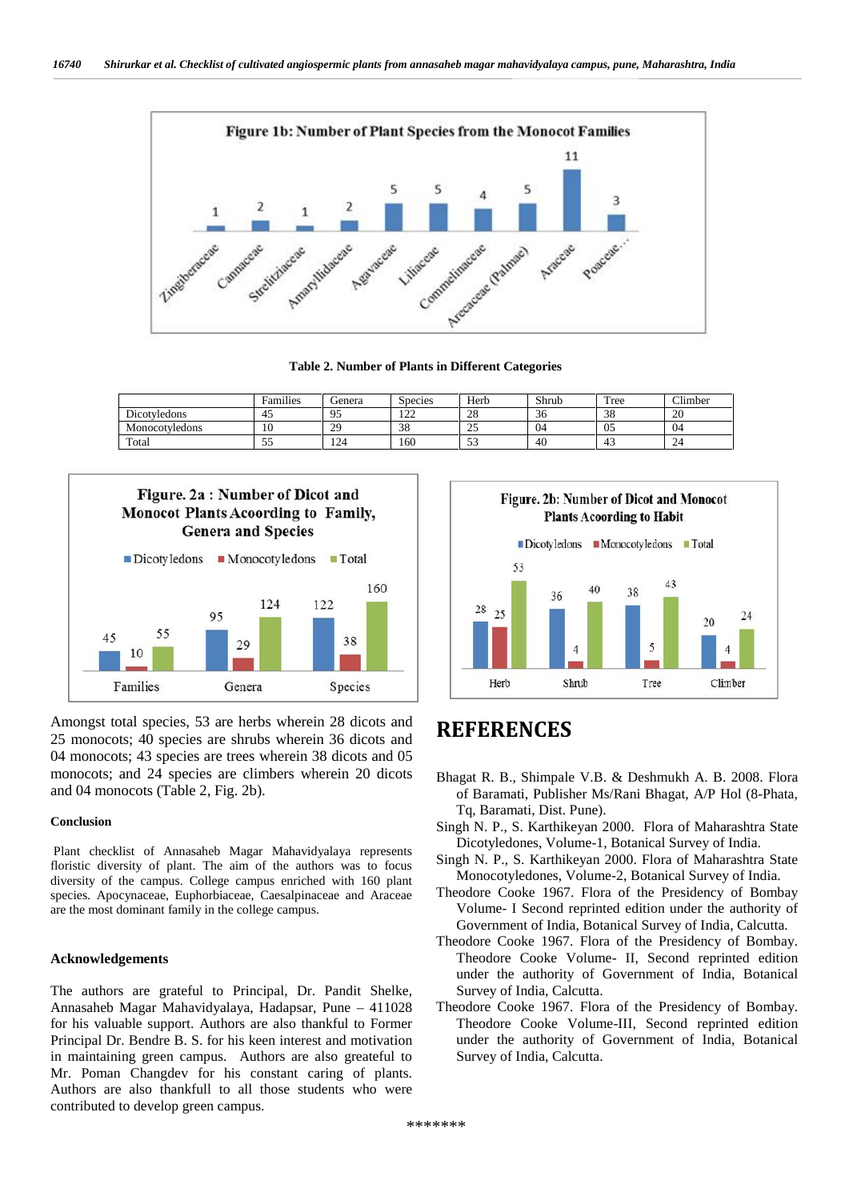Figure 1b: Number of Plant Species from the Monocot Families

1 2 1 2 5 5 4 5 11 3

Zingiberaceae
Cannaceae
Strelitziaceae
Amaryllidaceae
Agavaceae
Liliaceae
Commelinaceae
Arecaceae (Palmae)
Araceae
Poaceae...

**Table 2. Number of Plants in Different Categories**

| | Families | Genera | Species | Herb | Shrub | Tree | Climber |
|---|---|---|---|---|---|---|---|
| Dicotyledons | 45 | 95 | 122 | 28 | 36 | 38 | 20 |
| Monocotyledons | 10 | 29 | 38 | 25 | 04 | 05 | 04 |
| Total | 55 | 124 | 160 | 53 | 40 | 43 | 24 |

Figure. 2a : Number of Dicot and Monocot Plants Acoording to Family, Genera and Species

Dicotyledons Monocotyledons Total

45 10 55
95 29 124
122 38 160

Families Genera Species

Figure. 2b: Number of Dicot and Monocot Plants Acoording to Habit

Dicotyledons Monocotyledons Total

28 25 53
36 4 40
38 5 43
20 4 24

Herb Shrub Tree Climber

Amongst total species, 53 are herbs wherein 28 dicots and 25 monocots; 40 species are shrubs wherein 36 dicots and 04 monocots; 43 species are trees wherein 38 dicots and 05 monocots; and 24 species are climbers wherein 20 dicots and 04 monocots (Table 2, Fig. 2b).

### Conclusion

Plant checklist of Annasaheb Magar Mahavidyalaya represents floristic diversity of plant. The aim of the authors was to focus diversity of the campus. College campus enriched with 160 plant species. Apocynaceae, Euphorbiaceae, Caesalpinaceae and Araceae are the most dominant family in the college campus.

### Acknowledgements

The authors are grateful to Principal, Dr. Pandit Shelke, Annasaheb Magar Mahavidyalaya, Hadapsar, Pune – 411028 for his valuable support. Authors are also thankful to Former Principal Dr. Bendre B. S. for his keen interest and motivation in maintaining green campus. Authors are also greateful to Mr. Poman Changdev for his constant caring of plants. Authors are also thankfull to all those students who were contributed to develop green campus.

## REFERENCES

Bhagat R. B., Shimpale V.B. & Deshmukh A. B. 2008. Flora of Baramati, Publisher Ms/Rani Bhagat, A/P Hol (8-Phata, Tq, Baramati, Dist. Pune).

Singh N. P., S. Karthikeyan 2000. Flora of Maharashtra State Dicotyledones, Volume-1, Botanical Survey of India.

Singh N. P., S. Karthikeyan 2000. Flora of Maharashtra State Monocotyledones, Volume-2, Botanical Survey of India.

Theodore Cooke 1967. Flora of the Presidency of Bombay Volume- I Second reprinted edition under the authority of Government of India, Botanical Survey of India, Calcutta.

Theodore Cooke 1967. Flora of the Presidency of Bombay. Theodore Cooke Volume- II, Second reprinted edition under the authority of Government of India, Botanical Survey of India, Calcutta.

Theodore Cooke 1967. Flora of the Presidency of Bombay. Theodore Cooke Volume-III, Second reprinted edition under the authority of Government of India, Botanical Survey of India, Calcutta.

*******